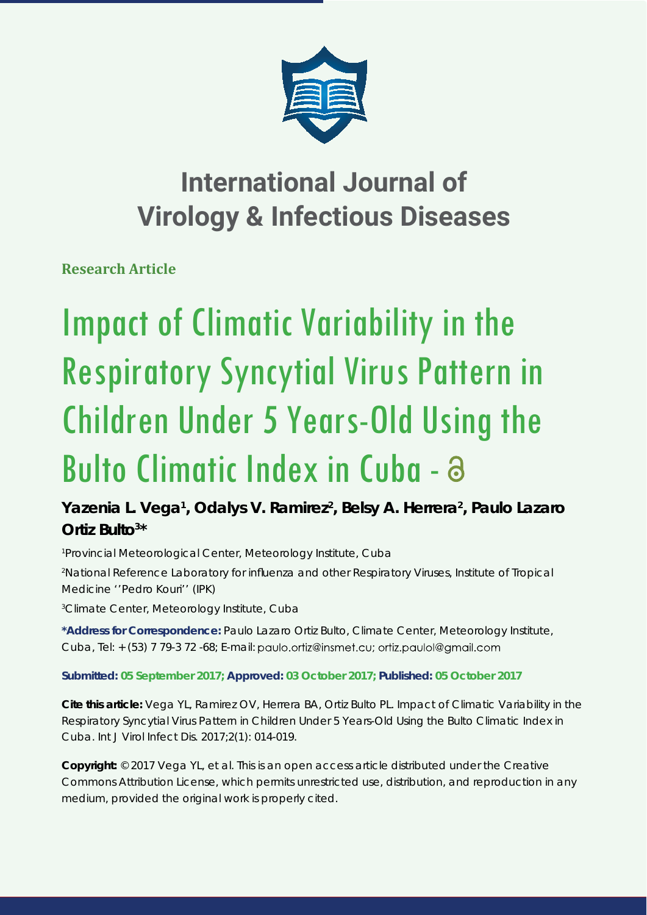# International Journal of Virology & Infectious Diseases

**Research Article**

# Impact of Climatic Variability in the Respiratory Syncytial Virus Pattern in Children Under 5 Years-Old Using the Bulto Climatic Index in Cuba - 

**Yazenia L. Vega[1], Odalys V. Ramirez[2], Belsy A. Herrera[2], Paulo Lazaro Ortiz Bulto[3]***

[1]Provincial Meteorological Center, Meteorology Institute, Cuba

[2]National Reference Laboratory for influenza and other Respiratory Viruses, Institute of Tropical Medicine ''Pedro Kouri'' (IPK)

[3]Climate Center, Meteorology Institute, Cuba

**\*Address for Correspondence:** Paulo Lazaro Ortiz Bulto, Climate Center, Meteorology Institute, Cuba, Tel: +(53) 7 79-3 72 -68; E-mail: paulo.ortiz@insmet.cu; ortiz.paulol@gmail.com

**Submitted: 05 September 2017; Approved: 03 October 2017; Published: 05 October 2017**

**Cite this article:** Vega YL, Ramirez OV, Herrera BA, Ortiz Bulto PL. Impact of Climatic Variability in the Respiratory Syncytial Virus Pattern in Children Under 5 Years-Old Using the Bulto Climatic Index in Cuba. Int J Virol Infect Dis. 2017;2(1): 014-019.

**Copyright:** © 2017 Vega YL, et al. This is an open access article distributed under the Creative Commons Attribution License, which permits unrestricted use, distribution, and reproduction in any medium, provided the original work is properly cited.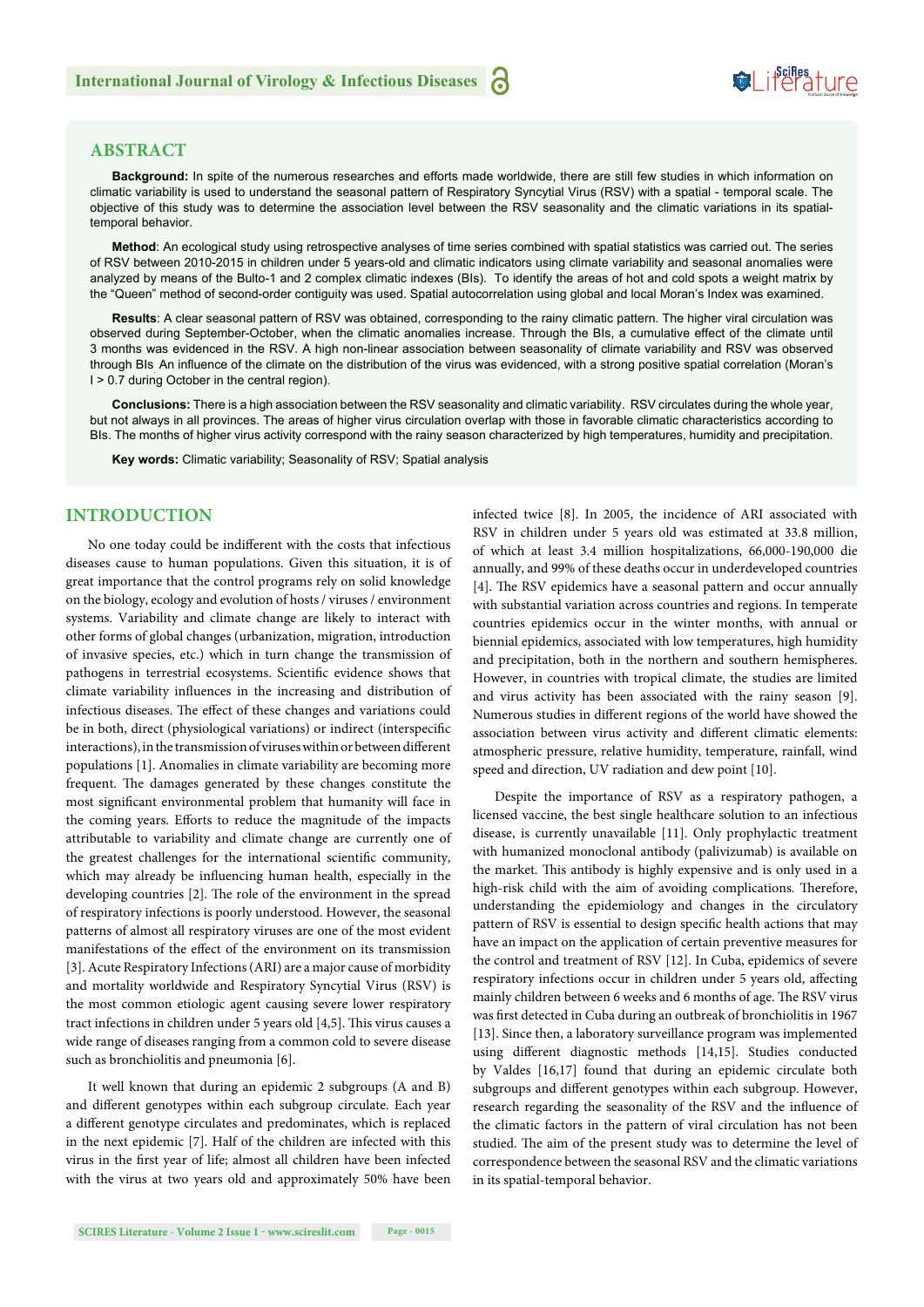## ABSTRACT

**Background:** In spite of the numerous researches and efforts made worldwide, there are still few studies in which information on climatic variability is used to understand the seasonal pattern of Respiratory Syncytial Virus (RSV) with a spatial - temporal scale. The objective of this study was to determine the association level between the RSV seasonality and the climatic variations in its spatial-temporal behavior.

**Method**: An ecological study using retrospective analyses of time series combined with spatial statistics was carried out. The series of RSV between 2010-2015 in children under 5 years-old and climatic indicators using climate variability and seasonal anomalies were analyzed by means of the Bulto-1 and 2 complex climatic indexes (BIs). To identify the areas of hot and cold spots a weight matrix by the "Queen" method of second-order contiguity was used. Spatial autocorrelation using global and local Moran's Index was examined.

**Results**: A clear seasonal pattern of RSV was obtained, corresponding to the rainy climatic pattern. The higher viral circulation was observed during September-October, when the climatic anomalies increase. Through the BIs, a cumulative effect of the climate until 3 months was evidenced in the RSV. A high non-linear association between seasonality of climate variability and RSV was observed through BIs An influence of the climate on the distribution of the virus was evidenced, with a strong positive spatial correlation (Moran's I > 0.7 during October in the central region).

**Conclusions:** There is a high association between the RSV seasonality and climatic variability. RSV circulates during the whole year, but not always in all provinces. The areas of higher virus circulation overlap with those in favorable climatic characteristics according to BIs. The months of higher virus activity correspond with the rainy season characterized by high temperatures, humidity and precipitation.

**Key words:** Climatic variability; Seasonality of RSV; Spatial analysis

## INTRODUCTION

No one today could be indifferent with the costs that infectious diseases cause to human populations. Given this situation, it is of great importance that the control programs rely on solid knowledge on the biology, ecology and evolution of hosts / viruses / environment systems. Variability and climate change are likely to interact with other forms of global changes (urbanization, migration, introduction of invasive species, etc.) which in turn change the transmission of pathogens in terrestrial ecosystems. Scientific evidence shows that climate variability influences in the increasing and distribution of infectious diseases. The effect of these changes and variations could be in both, direct (physiological variations) or indirect (interspecific interactions), in the transmission of viruses within or between different populations [1]. Anomalies in climate variability are becoming more frequent. The damages generated by these changes constitute the most significant environmental problem that humanity will face in the coming years. Efforts to reduce the magnitude of the impacts attributable to variability and climate change are currently one of the greatest challenges for the international scientific community, which may already be influencing human health, especially in the developing countries [2]. The role of the environment in the spread of respiratory infections is poorly understood. However, the seasonal patterns of almost all respiratory viruses are one of the most evident manifestations of the effect of the environment on its transmission [3]. Acute Respiratory Infections (ARI) are a major cause of morbidity and mortality worldwide and Respiratory Syncytial Virus (RSV) is the most common etiologic agent causing severe lower respiratory tract infections in children under 5 years old [4,5]. This virus causes a wide range of diseases ranging from a common cold to severe disease such as bronchiolitis and pneumonia [6].

It well known that during an epidemic 2 subgroups (A and B) and different genotypes within each subgroup circulate. Each year a different genotype circulates and predominates, which is replaced in the next epidemic [7]. Half of the children are infected with this virus in the first year of life; almost all children have been infected with the virus at two years old and approximately 50% have been infected twice [8]. In 2005, the incidence of ARI associated with RSV in children under 5 years old was estimated at 33.8 million, of which at least 3.4 million hospitalizations, 66,000-190,000 die annually, and 99% of these deaths occur in underdeveloped countries [4]. The RSV epidemics have a seasonal pattern and occur annually with substantial variation across countries and regions. In temperate countries epidemics occur in the winter months, with annual or biennial epidemics, associated with low temperatures, high humidity and precipitation, both in the northern and southern hemispheres. However, in countries with tropical climate, the studies are limited and virus activity has been associated with the rainy season [9]. Numerous studies in different regions of the world have showed the association between virus activity and different climatic elements: atmospheric pressure, relative humidity, temperature, rainfall, wind speed and direction, UV radiation and dew point [10].

Despite the importance of RSV as a respiratory pathogen, a licensed vaccine, the best single healthcare solution to an infectious disease, is currently unavailable [11]. Only prophylactic treatment with humanized monoclonal antibody (palivizumab) is available on the market. This antibody is highly expensive and is only used in a high-risk child with the aim of avoiding complications. Therefore, understanding the epidemiology and changes in the circulatory pattern of RSV is essential to design specific health actions that may have an impact on the application of certain preventive measures for the control and treatment of RSV [12]. In Cuba, epidemics of severe respiratory infections occur in children under 5 years old, affecting mainly children between 6 weeks and 6 months of age. The RSV virus was first detected in Cuba during an outbreak of bronchiolitis in 1967 [13]. Since then, a laboratory surveillance program was implemented using different diagnostic methods [14,15]. Studies conducted by Valdes [16,17] found that during an epidemic circulate both subgroups and different genotypes within each subgroup. However, research regarding the seasonality of the RSV and the influence of the climatic factors in the pattern of viral circulation has not been studied. The aim of the present study was to determine the level of correspondence between the seasonal RSV and the climatic variations in its spatial-temporal behavior.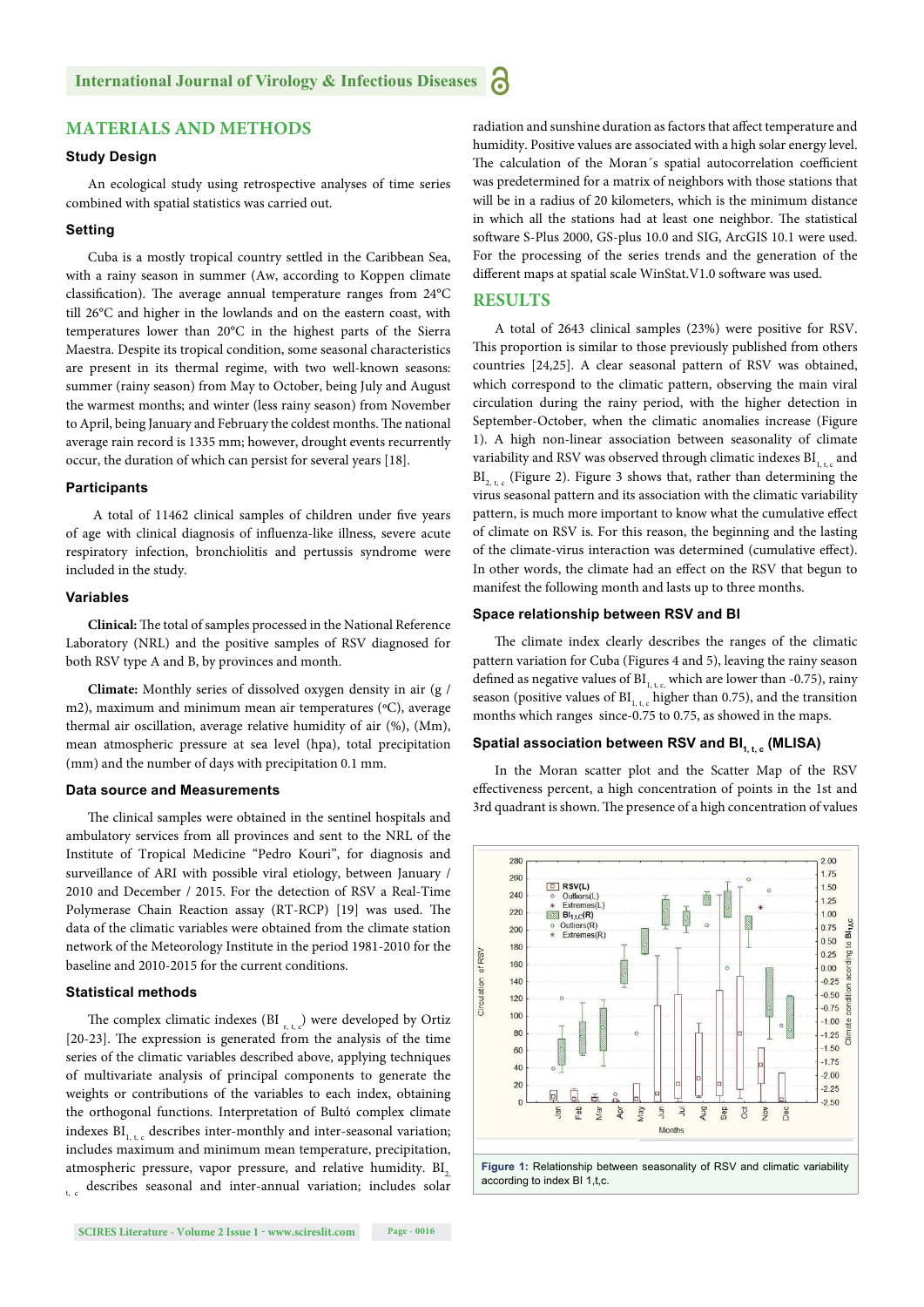## MATERIALS AND METHODS

### Study Design

An ecological study using retrospective analyses of time series combined with spatial statistics was carried out.

### Setting

Cuba is a mostly tropical country settled in the Caribbean Sea, with a rainy season in summer (Aw, according to Koppen climate classification). The average annual temperature ranges from 24°C till 26°C and higher in the lowlands and on the eastern coast, with temperatures lower than 20°C in the highest parts of the Sierra Maestra. Despite its tropical condition, some seasonal characteristics are present in its thermal regime, with two well-known seasons: summer (rainy season) from May to October, being July and August the warmest months; and winter (less rainy season) from November to April, being January and February the coldest months. The national average rain record is 1335 mm; however, drought events recurrently occur, the duration of which can persist for several years [18].

### Participants

A total of 11462 clinical samples of children under five years of age with clinical diagnosis of influenza-like illness, severe acute respiratory infection, bronchiolitis and pertussis syndrome were included in the study.

### Variables

**Clinical:** The total of samples processed in the National Reference Laboratory (NRL) and the positive samples of RSV diagnosed for both RSV type A and B, by provinces and month.

**Climate:** Monthly series of dissolved oxygen density in air (g / m2), maximum and minimum mean air temperatures (ºC), average thermal air oscillation, average relative humidity of air (%), (Mm), mean atmospheric pressure at sea level (hpa), total precipitation (mm) and the number of days with precipitation 0.1 mm.

### Data source and Measurements

The clinical samples were obtained in the sentinel hospitals and ambulatory services from all provinces and sent to the NRL of the Institute of Tropical Medicine "Pedro Kouri", for diagnosis and surveillance of ARI with possible viral etiology, between January / 2010 and December / 2015. For the detection of RSV a Real-Time Polymerase Chain Reaction assay (RT-RCP) [19] was used. The data of the climatic variables were obtained from the climate station network of the Meteorology Institute in the period 1981-2010 for the baseline and 2010-2015 for the current conditions.

### Statistical methods

The complex climatic indexes ($BI_{r,t,c}$) were developed by Ortiz [20-23]. The expression is generated from the analysis of the time series of the climatic variables described above, applying techniques of multivariate analysis of principal components to generate the weights or contributions of the variables to each index, obtaining the orthogonal functions. Interpretation of Bultó complex climate indexes $BI_{1,t,c}$ describes inter-monthly and inter-seasonal variation; includes maximum and minimum mean temperature, precipitation, atmospheric pressure, vapor pressure, and relative humidity. $BI_{2,t,c}$ describes seasonal and inter-annual variation; includes solar radiation and sunshine duration as factors that affect temperature and humidity. Positive values are associated with a high solar energy level. The calculation of the Moran´s spatial autocorrelation coefficient was predetermined for a matrix of neighbors with those stations that will be in a radius of 20 kilometers, which is the minimum distance in which all the stations had at least one neighbor. The statistical software S-Plus 2000, GS-plus 10.0 and SIG, ArcGIS 10.1 were used. For the processing of the series trends and the generation of the different maps at spatial scale WinStat.V1.0 software was used.

## RESULTS

A total of 2643 clinical samples (23%) were positive for RSV. This proportion is similar to those previously published from others countries [24,25]. A clear seasonal pattern of RSV was obtained, which correspond to the climatic pattern, observing the main viral circulation during the rainy period, with the higher detection in September-October, when the climatic anomalies increase (Figure 1). A high non-linear association between seasonality of climate variability and RSV was observed through climatic indexes $BI_{1,t,c}$ and $BI_{2,t,c}$ (Figure 2). Figure 3 shows that, rather than determining the virus seasonal pattern and its association with the climatic variability pattern, is much more important to know what the cumulative effect of climate on RSV is. For this reason, the beginning and the lasting of the climate-virus interaction was determined (cumulative effect). In other words, the climate had an effect on the RSV that begun to manifest the following month and lasts up to three months.

### Space relationship between RSV and BI

The climate index clearly describes the ranges of the climatic pattern variation for Cuba (Figures 4 and 5), leaving the rainy season defined as negative values of $BI_{1,t,c}$, which are lower than -0.75), rainy season (positive values of $BI_{1,t,c}$ higher than 0.75), and the transition months which ranges since-0.75 to 0.75, as showed in the maps.

### Spatial association between RSV and $BI_{1,t,c}$ (MLISA)

In the Moran scatter plot and the Scatter Map of the RSV effectiveness percent, a high concentration of points in the 1st and 3rd quadrant is shown. The presence of a high concentration of values

**Figure 1:** Relationship between seasonality of RSV and climatic variability according to index BI 1,t,c.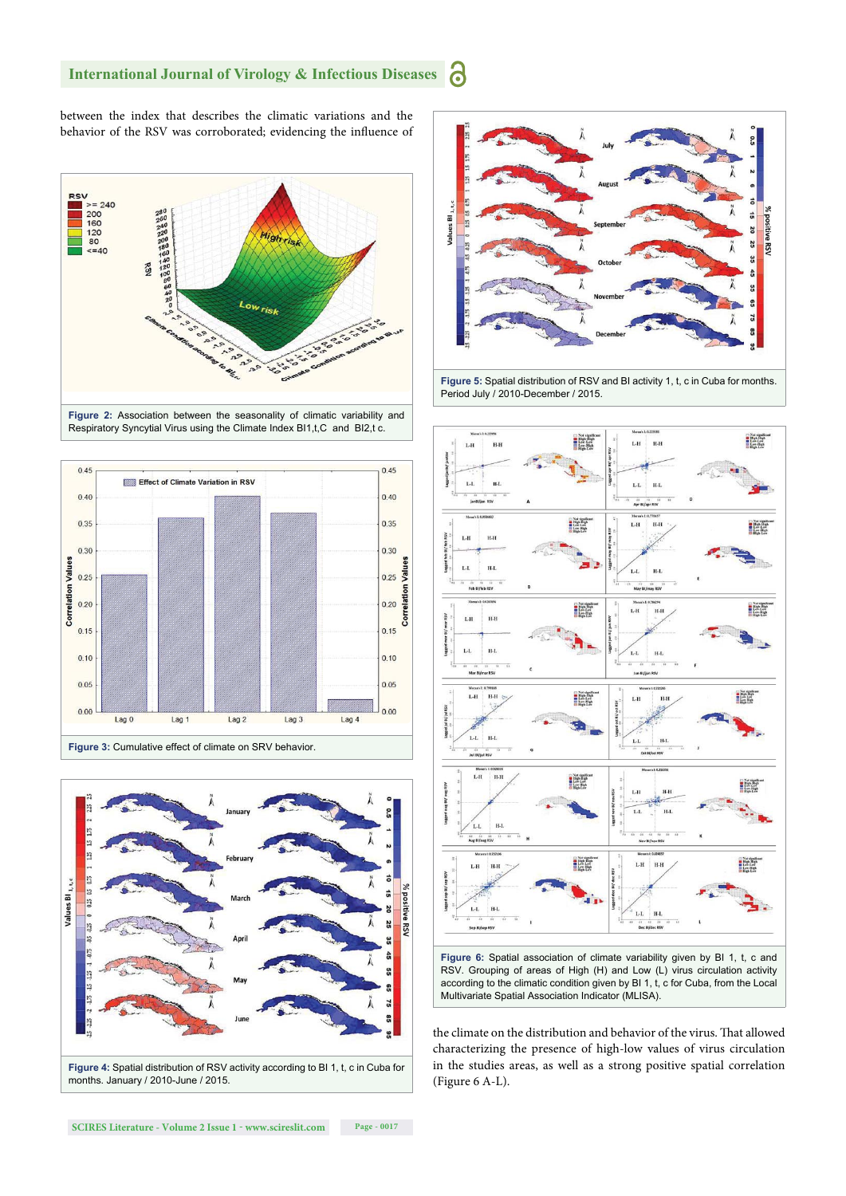between the index that describes the climatic variations and the behavior of the RSV was corroborated; evidencing the influence of the climate on the distribution and behavior of the virus. That allowed characterizing the presence of high-low values of virus circulation in the studies areas, as well as a strong positive spatial correlation (Figure 6 A-L).

**Figure 2:** Association between the seasonality of climatic variability and Respiratory Syncytial Virus using the Climate Index BI1,t,C and BI2,t c.

**Figure 3:** Cumulative effect of climate on SRV behavior.

**Figure 4:** Spatial distribution of RSV activity according to BI 1, t, c in Cuba for months. January / 2010-June / 2015.

**Figure 5:** Spatial distribution of RSV and BI activity 1, t, c in Cuba for months. Period July / 2010-December / 2015.

**Figure 6:** Spatial association of climate variability given by BI 1, t, c and RSV. Grouping of areas of High (H) and Low (L) virus circulation activity according to the climatic condition given by BI 1, t, c for Cuba, from the Local Multivariate Spatial Association Indicator (MLISA).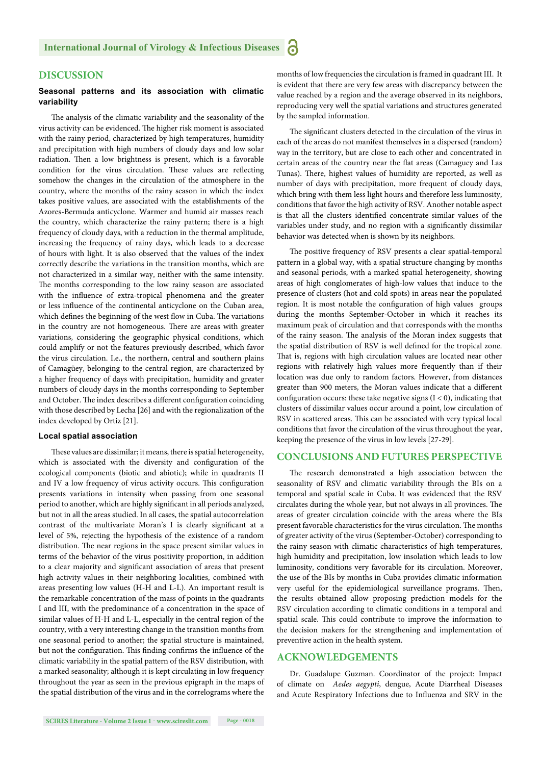## DISCUSSION

### Seasonal patterns and its association with climatic variability

The analysis of the climatic variability and the seasonality of the virus activity can be evidenced. The higher risk moment is associated with the rainy period, characterized by high temperatures, humidity and precipitation with high numbers of cloudy days and low solar radiation. Then a low brightness is present, which is a favorable condition for the virus circulation. These values are reflecting somehow the changes in the circulation of the atmosphere in the country, where the months of the rainy season in which the index takes positive values, are associated with the establishments of the Azores-Bermuda anticyclone. Warmer and humid air masses reach the country, which characterize the rainy pattern; there is a high frequency of cloudy days, with a reduction in the thermal amplitude, increasing the frequency of rainy days, which leads to a decrease of hours with light. It is also observed that the values of the index correctly describe the variations in the transition months, which are not characterized in a similar way, neither with the same intensity. The months corresponding to the low rainy season are associated with the influence of extra-tropical phenomena and the greater or less influence of the continental anticyclone on the Cuban area, which defines the beginning of the west flow in Cuba. The variations in the country are not homogeneous. There are areas with greater variations, considering the geographic physical conditions, which could amplify or not the features previously described, which favor the virus circulation. I.e., the northern, central and southern plains of Camagüey, belonging to the central region, are characterized by a higher frequency of days with precipitation, humidity and greater numbers of cloudy days in the months corresponding to September and October. The index describes a different configuration coinciding with those described by Lecha [26] and with the regionalization of the index developed by Ortiz [21].

### Local spatial association

These values are dissimilar; it means, there is spatial heterogeneity, which is associated with the diversity and configuration of the ecological components (biotic and abiotic); while in quadrants II and IV a low frequency of virus activity occurs. This configuration presents variations in intensity when passing from one seasonal period to another, which are highly significant in all periods analyzed, but not in all the areas studied. In all cases, the spatial autocorrelation contrast of the multivariate Moran's I is clearly significant at a level of 5%, rejecting the hypothesis of the existence of a random distribution. The near regions in the space present similar values in terms of the behavior of the virus positivity proportion, in addition to a clear majority and significant association of areas that present high activity values in their neighboring localities, combined with areas presenting low values (H-H and L-L). An important result is the remarkable concentration of the mass of points in the quadrants I and III, with the predominance of a concentration in the space of similar values of H-H and L-L, especially in the central region of the country, with a very interesting change in the transition months from one seasonal period to another; the spatial structure is maintained, but not the configuration. This finding confirms the influence of the climatic variability in the spatial pattern of the RSV distribution, with a marked seasonality; although it is kept circulating in low frequency throughout the year as seen in the previous epigraph in the maps of the spatial distribution of the virus and in the correlograms where the months of low frequencies the circulation is framed in quadrant III. It is evident that there are very few areas with discrepancy between the value reached by a region and the average observed in its neighbors, reproducing very well the spatial variations and structures generated by the sampled information.

The significant clusters detected in the circulation of the virus in each of the areas do not manifest themselves in a dispersed (random) way in the territory, but are close to each other and concentrated in certain areas of the country near the flat areas (Camaguey and Las Tunas). There, highest values of humidity are reported, as well as number of days with precipitation, more frequent of cloudy days, which bring with them less light hours and therefore less luminosity, conditions that favor the high activity of RSV. Another notable aspect is that all the clusters identified concentrate similar values of the variables under study, and no region with a significantly dissimilar behavior was detected when is shown by its neighbors.

The positive frequency of RSV presents a clear spatial-temporal pattern in a global way, with a spatial structure changing by months and seasonal periods, with a marked spatial heterogeneity, showing areas of high conglomerates of high-low values that induce to the presence of clusters (hot and cold spots) in areas near the populated region. It is most notable the configuration of high values groups during the months September-October in which it reaches its maximum peak of circulation and that corresponds with the months of the rainy season. The analysis of the Moran index suggests that the spatial distribution of RSV is well defined for the tropical zone. That is, regions with high circulation values are located near other regions with relatively high values more frequently than if their location was due only to random factors. However, from distances greater than 900 meters, the Moran values indicate that a different configuration occurs: these take negative signs ($I < 0$), indicating that clusters of dissimilar values occur around a point, low circulation of RSV in scattered areas. This can be associated with very typical local conditions that favor the circulation of the virus throughout the year, keeping the presence of the virus in low levels [27-29].

## CONCLUSIONS AND FUTURES PERSPECTIVE

The research demonstrated a high association between the seasonality of RSV and climatic variability through the BIs on a temporal and spatial scale in Cuba. It was evidenced that the RSV circulates during the whole year, but not always in all provinces. The areas of greater circulation coincide with the areas where the BIs present favorable characteristics for the virus circulation. The months of greater activity of the virus (September-October) corresponding to the rainy season with climatic characteristics of high temperatures, high humidity and precipitation, low insolation which leads to low luminosity, conditions very favorable for its circulation. Moreover, the use of the BIs by months in Cuba provides climatic information very useful for the epidemiological surveillance programs. Then, the results obtained allow proposing prediction models for the RSV circulation according to climatic conditions in a temporal and spatial scale. This could contribute to improve the information to the decision makers for the strengthening and implementation of preventive action in the health system.

## ACKNOWLEDGEMENTS

Dr. Guadalupe Guzman. Coordinator of the project: Impact of climate on *Aedes aegypti*, dengue, Acute Diarrheal Diseases and Acute Respiratory Infections due to Influenza and SRV in the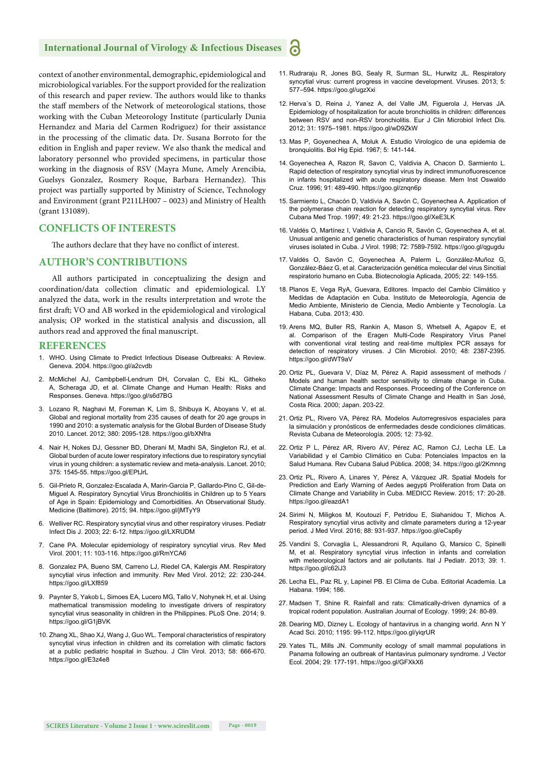context of another environmental, demographic, epidemiological and microbiological variables. For the support provided for the realization of this research and paper review. The authors would like to thanks the staff members of the Network of meteorological stations, those working with the Cuban Meteorology Institute (particularly Dunia Hernandez and Maria del Carmen Rodriguez) for their assistance in the processing of the climatic data. Dr. Susana Borroto for the edition in English and paper review. We also thank the medical and laboratory personnel who provided specimens, in particular those working in the diagnosis of RSV (Mayra Mune, Amely Arencibia, Guelsys Gonzalez, Rosmery Roque, Barbara Hernandez). This project was partially supported by Ministry of Science, Technology and Environment (grant P211LH007 – 0023) and Ministry of Health (grant 131089).

## CONFLICTS OF INTERESTS

The authors declare that they have no conflict of interest.

## AUTHOR'S CONTRIBUTIONS

All authors participated in conceptualizing the design and coordination/data collection climatic and epidemiological. LY analyzed the data, work in the results interpretation and wrote the first draft; VO and AB worked in the epidemiological and virological analysis; OP worked in the statistical analysis and discussion, all authors read and approved the final manuscript.

## REFERENCES

1. WHO. Using Climate to Predict Infectious Disease Outbreaks: A Review. Geneva. 2004. https://goo.gl/a2cvdb
2. McMichel AJ, Cambpbell-Lendrum DH, Corvalan C, Ebi KL, Githeko A, Scheraga JD, et al. Climate Change and Human Health: Risks and Responses. Geneva. https://goo.gl/s6d7BG
3. Lozano R, Naghavi M, Foreman K, Lim S, Shibuya K, Aboyans V, et al. Global and regional mortality from 235 causes of death for 20 age groups in 1990 and 2010: a systematic analysis for the Global Burden of Disease Study 2010. Lancet. 2012; 380: 2095-128. https://goo.gl/bXNfra
4. Nair H, Nokes DJ, Gessner BD, Dherani M, Madhi SA, Singleton RJ, et al. Global burden of acute lower respiratory infections due to respiratory syncytial virus in young children: a systematic review and meta-analysis. Lancet. 2010; 375: 1545-55. https://goo.gl/EPtJrL
5. Gil-Prieto R, Gonzalez-Escalada A, Marin-Garcia P, Gallardo-Pino C, Gil-de-Miguel A. Respiratory Syncytial Virus Bronchiolitis in Children up to 5 Years of Age in Spain: Epidemiology and Comorbidities. An Observational Study. Medicine (Baltimore). 2015; 94. https://goo.gl/jMTyY9
6. Welliver RC. Respiratory syncytial virus and other respiratory viruses. Pediatr Infect Dis J. 2003; 22: 6-12. https://goo.gl/LXRUDM
7. Cane PA. Molecular epidemiology of respiratory syncytial virus. Rev Med Virol. 2001; 11: 103-116. https://goo.gl/RmYCA6
8. Gonzalez PA, Bueno SM, Carreno LJ, Riedel CA, Kalergis AM. Respiratory syncytial virus infection and immunity. Rev Med Virol. 2012; 22: 230-244. https://goo.gl/LXf859
9. Paynter S, Yakob L, Simoes EA, Lucero MG, Tallo V, Nohynek H, et al. Using mathematical transmission modeling to investigate drivers of respiratory syncytial virus seasonality in children in the Philippines. PLoS One. 2014; 9. https://goo.gl/G1jBVK
10. Zhang XL, Shao XJ, Wang J, Guo WL. Temporal characteristics of respiratory syncytial virus infection in children and its correlation with climatic factors at a public pediatric hospital in Suzhou. J Clin Virol. 2013; 58: 666-670. https://goo.gl/E3z4e8
11. Rudraraju R, Jones BG, Sealy R, Surman SL, Hurwitz JL. Respiratory syncytial virus: current progress in vaccine development. Viruses. 2013; 5: 577–594. https://goo.gl/ugzXxi
12. Herva´s D, Reina J, Yanez A, del Valle JM, Figuerola J, Hervas JA. Epidemiology of hospitalization for acute bronchiolitis in children: differences between RSV and non-RSV bronchiolitis. Eur J Clin Microbiol Infect Dis. 2012; 31: 1975–1981. https://goo.gl/wD9ZkW
13. Mas P, Goyenechea A, Moluk A. Estudio Virologico de una epidemia de bronquiolitis. Bol Hig Epid. 1967; 5: 141-144.
14. Goyenechea A, Razon R, Savon C, Valdivia A, Chacon D. Sarmiento L. Rapid detection of respiratory syncytial virus by indirect immunofluorescence in infants hospitalized with acute respiratory disease. Mem Inst Oswaldo Cruz. 1996; 91: 489-490. https://goo.gl/znqn6p
15. Sarmiento L, Chacón D, Valdivia A, Savón C, Goyenechea A. Application of the polymerase chain reaction for detecting respiratory syncytial virus. Rev Cubana Med Trop. 1997; 49: 21-23. https://goo.gl/XeE3LK
16. Valdés O, Martínez I, Valdivia A, Cancio R, Savón C, Goyenechea A, et al. Unusual antigenic and genetic characteristics of human respiratory syncytial viruses isolated in Cuba. J Virol. 1998; 72: 7589-7592. https://goo.gl/qgugdu
17. Valdés O, Savón C, Goyenechea A, Palerm L, González-Muñoz G, González-Báez G, et al. Caracterización genética molecular del virus Sincitial respiratorio humano en Cuba. Biotecnología Aplicada, 2005; 22: 149-155.
18. Planos E, Vega RyA, Guevara, Editores. Impacto del Cambio Climático y Medidas de Adaptación en Cuba. Instituto de Meteorología, Agencia de Medio Ambiente, Ministerio de Ciencia, Medio Ambiente y Tecnología. La Habana, Cuba. 2013; 430.
19. Arens MQ, Buller RS, Rankin A, Mason S, Whetsell A, Agapov E, et al. Comparison of the Eragen Multi-Code Respiratory Virus Panel with conventional viral testing and real-time multiplex PCR assays for detection of respiratory viruses. J Clin Microbiol. 2010; 48: 2387-2395. https://goo.gl/dWT9aV
20. Ortiz PL, Guevara V, Díaz M, Pérez A. Rapid assessment of methods / Models and human health sector sensitivity to climate change in Cuba. Climate Change: Impacts and Responses. Proceeding of the Conference on National Assessment Results of Climate Change and Health in San José, Costa Rica. 2000; Japan. 203-22.
21. Ortiz PL, Rivero VA, Pérez RA. Modelos Autorregresivos espaciales para la simulación y pronósticos de enfermedades desde condiciones climáticas. Revista Cubana de Meteorología. 2005; 12: 73-92.
22. Ortiz P L, Pérez AR, Rivero AV, Pérez AC, Ramon CJ, Lecha LE. La Variabilidad y el Cambio Climático en Cuba: Potenciales Impactos en la Salud Humana. Rev Cubana Salud Pública. 2008; 34. https://goo.gl/2Kmnng
23. Ortiz PL, Rivero A, Linares Y, Pérez A, Vázquez JR. Spatial Models for Prediction and Early Warning of Aedes aegypti Proliferation from Data on Climate Change and Variability in Cuba. MEDICC Review. 2015; 17: 20-28. https://goo.gl/eazdA1
24. Sirimi N, Miligkos M, Koutouzi F, Petridou E, Siahanidou T, Michos A. Respiratory syncytial virus activity and climate parameters during a 12-year period. J Med Virol. 2016; 88: 931-937. https://goo.gl/eCsp6y
25. Vandini S, Corvaglia L, Alessandroni R, Aquilano G, Marsico C, Spinelli M, et al. Respiratory syncytial virus infection in infants and correlation with meteorological factors and air pollutants. Ital J Pediatr. 2013; 39: 1. https://goo.gl/c62iJ3
26. Lecha EL, Paz RL y, Lapinel PB. El Clima de Cuba. Editorial Academia. La Habana. 1994; 186.
27. Madsen T, Shine R. Rainfall and rats: Climatically-driven dynamics of a tropical rodent population. Australian Journal of Ecology. 1999; 24: 80-89.
28. Dearing MD, Dizney L. Ecology of hantavirus in a changing world. Ann N Y Acad Sci. 2010; 1195: 99-112. https://goo.gl/yiqrUR
29. Yates TL, Mills JN. Community ecology of small mammal populations in Panama following an outbreak of Hantavirus pulmonary syndrome. J Vector Ecol. 2004; 29: 177-191. https://goo.gl/GFXkX6